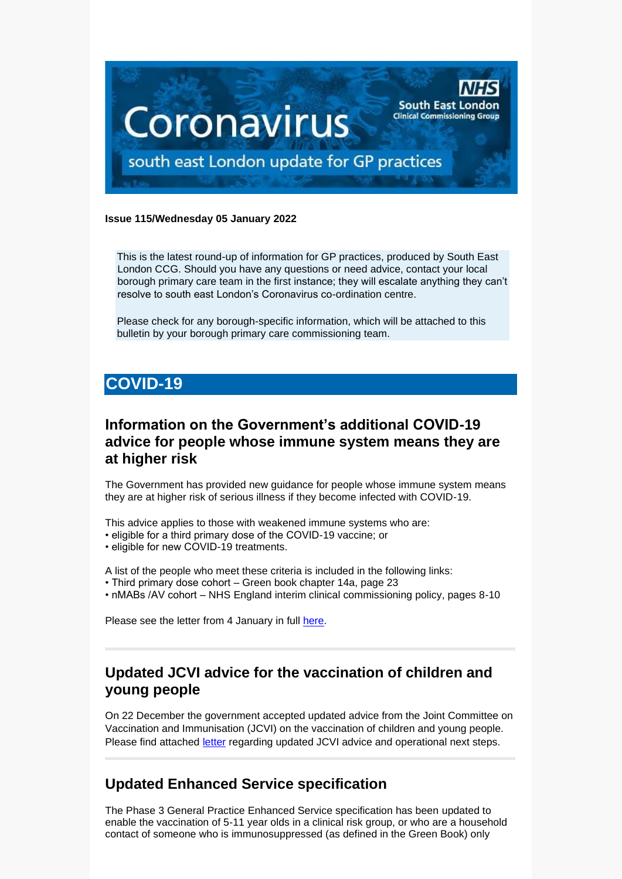# Coronavirus

NHS South East London Clinical Commissioning Group

south east London update for GP practices

**Issue 115/Wednesday 05 January 2022**

This is the latest round-up of information for GP practices, produced by South East London CCG. Should you have any questions or need advice, contact your local borough primary care team in the first instance; they will escalate anything they can't resolve to south east London's Coronavirus co-ordination centre.

Please check for any borough-specific information, which will be attached to this bulletin by your borough primary care commissioning team.

## COVID-19

### Information on the Government's additional COVID-19 advice for people whose immune system means they are at higher risk

The Government has provided new guidance for people whose immune system means they are at higher risk of serious illness if they become infected with COVID-19.

This advice applies to those with weakened immune systems who are:

- eligible for a third primary dose of the COVID-19 vaccine; or
- eligible for new COVID-19 treatments.

A list of the people who meet these criteria is included in the following links:

- Third primary dose cohort – Green book chapter 14a, page 23
- nMABs /AV cohort – NHS England interim clinical commissioning policy, pages 8-10

Please see the letter from 4 January in full here.

### Updated JCVI advice for the vaccination of children and young people

On 22 December the government accepted updated advice from the Joint Committee on Vaccination and Immunisation (JCVI) on the vaccination of children and young people. Please find attached letter regarding updated JCVI advice and operational next steps.

### Updated Enhanced Service specification

The Phase 3 General Practice Enhanced Service specification has been updated to enable the vaccination of 5-11 year olds in a clinical risk group, or who are a household contact of someone who is immunosuppressed (as defined in the Green Book) only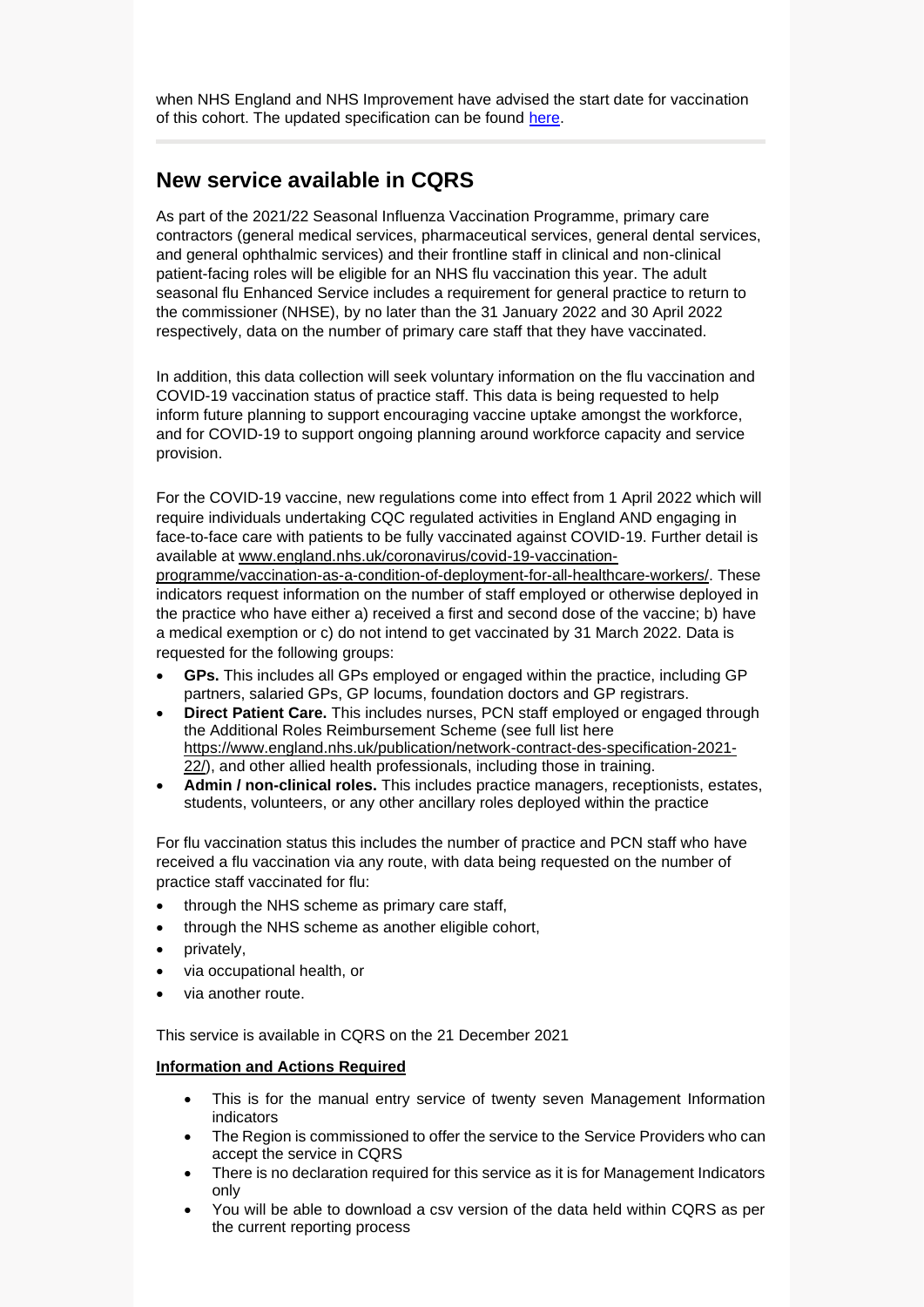when NHS England and NHS Improvement have advised the start date for vaccination of this cohort. The updated specification can be found [here](#).

## New service available in CQRS

As part of the 2021/22 Seasonal Influenza Vaccination Programme, primary care contractors (general medical services, pharmaceutical services, general dental services, and general ophthalmic services) and their frontline staff in clinical and non-clinical patient-facing roles will be eligible for an NHS flu vaccination this year. The adult seasonal flu Enhanced Service includes a requirement for general practice to return to the commissioner (NHSE), by no later than the 31 January 2022 and 30 April 2022 respectively, data on the number of primary care staff that they have vaccinated.

In addition, this data collection will seek voluntary information on the flu vaccination and COVID-19 vaccination status of practice staff. This data is being requested to help inform future planning to support encouraging vaccine uptake amongst the workforce, and for COVID-19 to support ongoing planning around workforce capacity and service provision.

For the COVID-19 vaccine, new regulations come into effect from 1 April 2022 which will require individuals undertaking CQC regulated activities in England AND engaging in face-to-face care with patients to be fully vaccinated against COVID-19. Further detail is available at www.england.nhs.uk/coronavirus/covid-19-vaccination-programme/vaccination-as-a-condition-of-deployment-for-all-healthcare-workers/. These indicators request information on the number of staff employed or otherwise deployed in the practice who have either a) received a first and second dose of the vaccine; b) have a medical exemption or c) do not intend to get vaccinated by 31 March 2022. Data is requested for the following groups:

- **GPs.** This includes all GPs employed or engaged within the practice, including GP partners, salaried GPs, GP locums, foundation doctors and GP registrars.
- **Direct Patient Care.** This includes nurses, PCN staff employed or engaged through the Additional Roles Reimbursement Scheme (see full list here https://www.england.nhs.uk/publication/network-contract-des-specification-2021-22/), and other allied health professionals, including those in training.
- **Admin / non-clinical roles.** This includes practice managers, receptionists, estates, students, volunteers, or any other ancillary roles deployed within the practice

For flu vaccination status this includes the number of practice and PCN staff who have received a flu vaccination via any route, with data being requested on the number of practice staff vaccinated for flu:

- through the NHS scheme as primary care staff,
- through the NHS scheme as another eligible cohort,
- privately,
- via occupational health, or
- via another route.

This service is available in CQRS on the 21 December 2021

**Information and Actions Required**

- This is for the manual entry service of twenty seven Management Information indicators
- The Region is commissioned to offer the service to the Service Providers who can accept the service in CQRS
- There is no declaration required for this service as it is for Management Indicators only
- You will be able to download a csv version of the data held within CQRS as per the current reporting process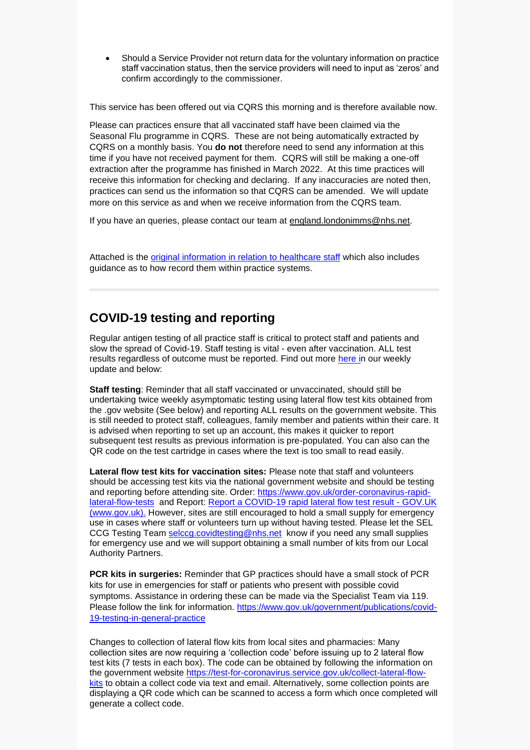- Should a Service Provider not return data for the voluntary information on practice staff vaccination status, then the service providers will need to input as 'zeros' and confirm accordingly to the commissioner.

This service has been offered out via CQRS this morning and is therefore available now.

Please can practices ensure that all vaccinated staff have been claimed via the Seasonal Flu programme in CQRS. These are not being automatically extracted by CQRS on a monthly basis. You **do not** therefore need to send any information at this time if you have not received payment for them. CQRS will still be making a one-off extraction after the programme has finished in March 2022. At this time practices will receive this information for checking and declaring. If any inaccuracies are noted then, practices can send us the information so that CQRS can be amended. We will update more on this service as and when we receive information from the CQRS team.

If you have an queries, please contact our team at england.londonimms@nhs.net.

Attached is the original information in relation to healthcare staff which also includes guidance as to how record them within practice systems.

## COVID-19 testing and reporting

Regular antigen testing of all practice staff is critical to protect staff and patients and slow the spread of Covid-19. Staff testing is vital - even after vaccination. ALL test results regardless of outcome must be reported. Find out more here in our weekly update and below:

**Staff testing**: Reminder that all staff vaccinated or unvaccinated, should still be undertaking twice weekly asymptomatic testing using lateral flow test kits obtained from the .gov website (See below) and reporting ALL results on the government website. This is still needed to protect staff, colleagues, family member and patients within their care. It is advised when reporting to set up an account, this makes it quicker to report subsequent test results as previous information is pre-populated. You can also can the QR code on the test cartridge in cases where the text is too small to read easily.

**Lateral flow test kits for vaccination sites:** Please note that staff and volunteers should be accessing test kits via the national government website and should be testing and reporting before attending site. Order: https://www.gov.uk/order-coronavirus-rapid-lateral-flow-tests and Report: Report a COVID-19 rapid lateral flow test result - GOV.UK (www.gov.uk). However, sites are still encouraged to hold a small supply for emergency use in cases where staff or volunteers turn up without having tested. Please let the SEL CCG Testing Team selccg.covidtesting@nhs.net know if you need any small supplies for emergency use and we will support obtaining a small number of kits from our Local Authority Partners.

**PCR kits in surgeries:** Reminder that GP practices should have a small stock of PCR kits for use in emergencies for staff or patients who present with possible covid symptoms. Assistance in ordering these can be made via the Specialist Team via 119. Please follow the link for information. https://www.gov.uk/government/publications/covid-19-testing-in-general-practice

Changes to collection of lateral flow kits from local sites and pharmacies: Many collection sites are now requiring a 'collection code' before issuing up to 2 lateral flow test kits (7 tests in each box). The code can be obtained by following the information on the government website https://test-for-coronavirus.service.gov.uk/collect-lateral-flow-kits to obtain a collect code via text and email. Alternatively, some collection points are displaying a QR code which can be scanned to access a form which once completed will generate a collect code.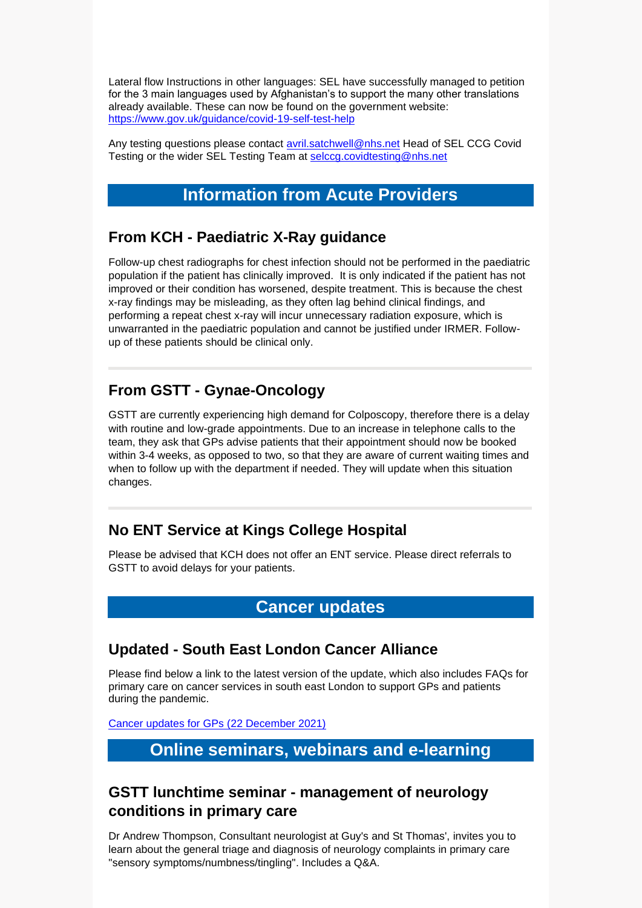Lateral flow Instructions in other languages: SEL have successfully managed to petition for the 3 main languages used by Afghanistan's to support the many other translations already available. These can now be found on the government website: [https://www.gov.uk/guidance/covid-19-self-test-help](https://www.gov.uk/guidance/covid-19-self-test-help)

Any testing questions please contact [avril.satchwell@nhs.net](mailto:avril.satchwell@nhs.net) Head of SEL CCG Covid Testing or the wider SEL Testing Team at [selccg.covidtesting@nhs.net](mailto:selccg.covidtesting@nhs.net)

## Information from Acute Providers

### From KCH - Paediatric X-Ray guidance

Follow-up chest radiographs for chest infection should not be performed in the paediatric population if the patient has clinically improved. It is only indicated if the patient has not improved or their condition has worsened, despite treatment. This is because the chest x-ray findings may be misleading, as they often lag behind clinical findings, and performing a repeat chest x-ray will incur unnecessary radiation exposure, which is unwarranted in the paediatric population and cannot be justified under IRMER. Follow-up of these patients should be clinical only.

---

### From GSTT - Gynae-Oncology

GSTT are currently experiencing high demand for Colposcopy, therefore there is a delay with routine and low-grade appointments. Due to an increase in telephone calls to the team, they ask that GPs advise patients that their appointment should now be booked within 3-4 weeks, as opposed to two, so that they are aware of current waiting times and when to follow up with the department if needed. They will update when this situation changes.

---

### No ENT Service at Kings College Hospital

Please be advised that KCH does not offer an ENT service. Please direct referrals to GSTT to avoid delays for your patients.

## Cancer updates

### Updated - South East London Cancer Alliance

Please find below a link to the latest version of the update, which also includes FAQs for primary care on cancer services in south east London to support GPs and patients during the pandemic.

[Cancer updates for GPs (22 December 2021)]()

## Online seminars, webinars and e-learning

### GSTT lunchtime seminar - management of neurology conditions in primary care

Dr Andrew Thompson, Consultant neurologist at Guy's and St Thomas', invites you to learn about the general triage and diagnosis of neurology complaints in primary care "sensory symptoms/numbness/tingling". Includes a Q&A.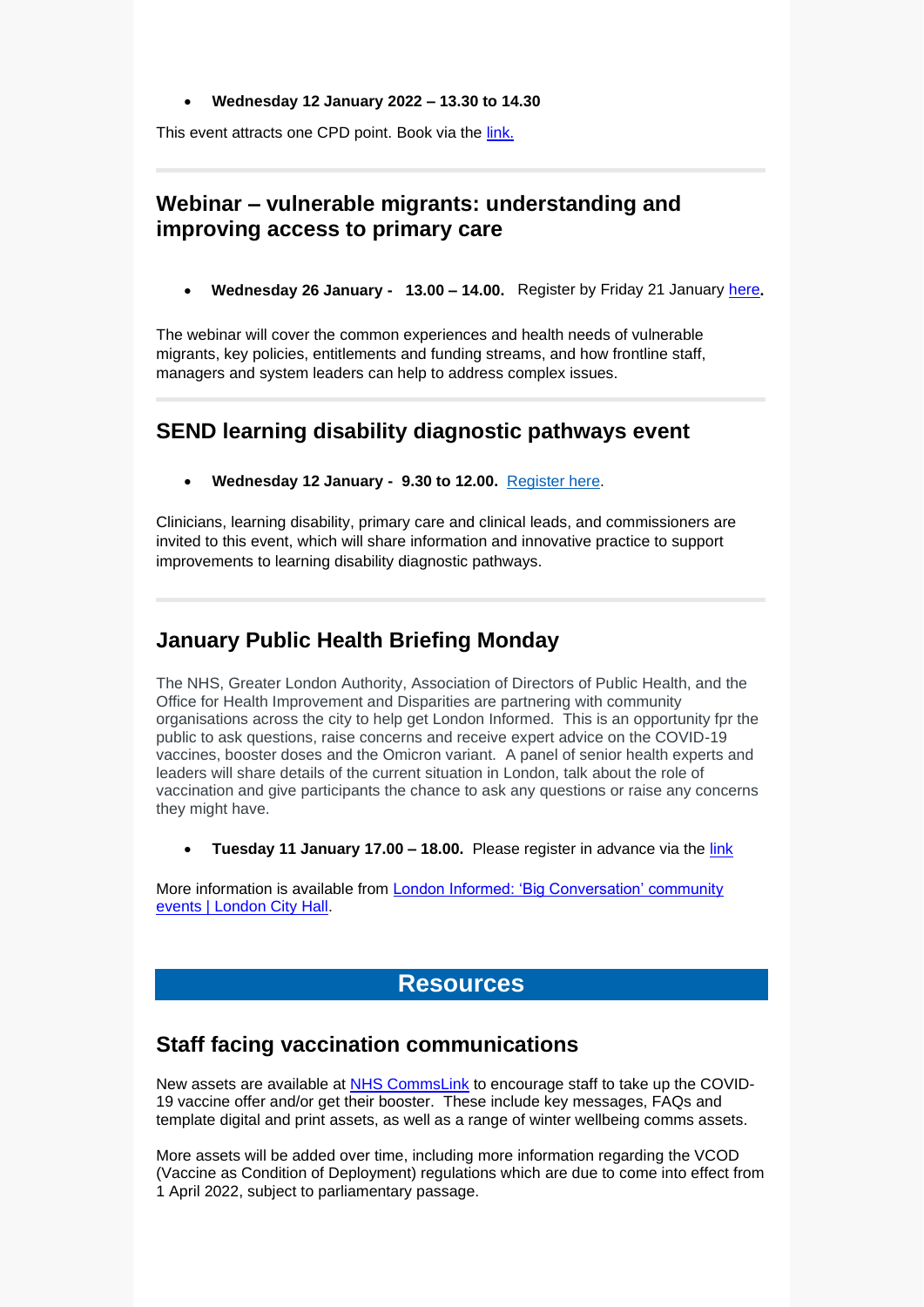- **Wednesday 12 January 2022 – 13.30 to 14.30**

This event attracts one CPD point. Book via the link.

## Webinar – vulnerable migrants: understanding and improving access to primary care

- **Wednesday 26 January - 13.00 – 14.00.** Register by Friday 21 January here**.**

The webinar will cover the common experiences and health needs of vulnerable migrants, key policies, entitlements and funding streams, and how frontline staff, managers and system leaders can help to address complex issues.

## SEND learning disability diagnostic pathways event

- **Wednesday 12 January - 9.30 to 12.00.** Register here.

Clinicians, learning disability, primary care and clinical leads, and commissioners are invited to this event, which will share information and innovative practice to support improvements to learning disability diagnostic pathways.

## January Public Health Briefing Monday

The NHS, Greater London Authority, Association of Directors of Public Health, and the Office for Health Improvement and Disparities are partnering with community organisations across the city to help get London Informed. This is an opportunity fpr the public to ask questions, raise concerns and receive expert advice on the COVID-19 vaccines, booster doses and the Omicron variant. A panel of senior health experts and leaders will share details of the current situation in London, talk about the role of vaccination and give participants the chance to ask any questions or raise any concerns they might have.

- **Tuesday 11 January 17.00 – 18.00.** Please register in advance via the link

More information is available from London Informed: 'Big Conversation' community events | London City Hall.

# Resources

## Staff facing vaccination communications

New assets are available at NHS CommsLink to encourage staff to take up the COVID-19 vaccine offer and/or get their booster. These include key messages, FAQs and template digital and print assets, as well as a range of winter wellbeing comms assets.

More assets will be added over time, including more information regarding the VCOD (Vaccine as Condition of Deployment) regulations which are due to come into effect from 1 April 2022, subject to parliamentary passage.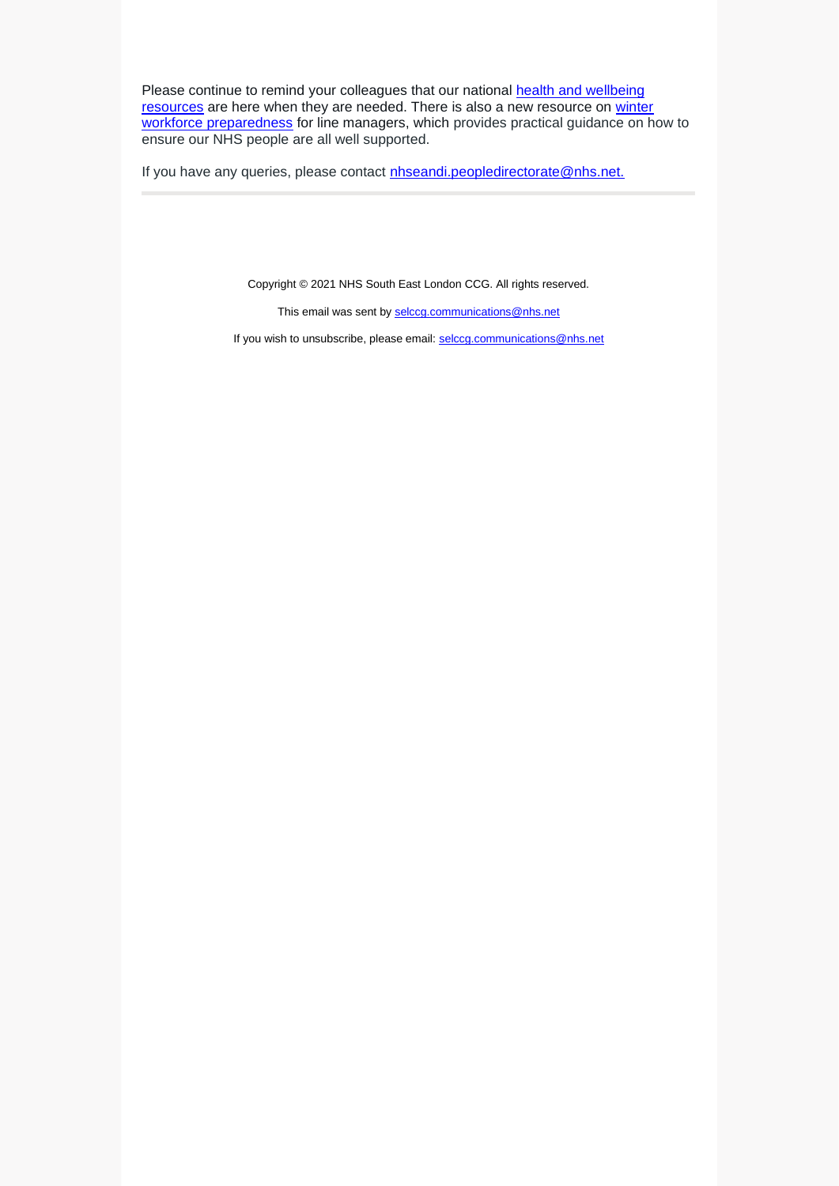Please continue to remind your colleagues that our national health and wellbeing resources are here when they are needed. There is also a new resource on winter workforce preparedness for line managers, which provides practical guidance on how to ensure our NHS people are all well supported.

If you have any queries, please contact nhseandi.peopledirectorate@nhs.net.

---

Copyright © 2021 NHS South East London CCG. All rights reserved.

This email was sent by selccg.communications@nhs.net

If you wish to unsubscribe, please email: selccg.communications@nhs.net